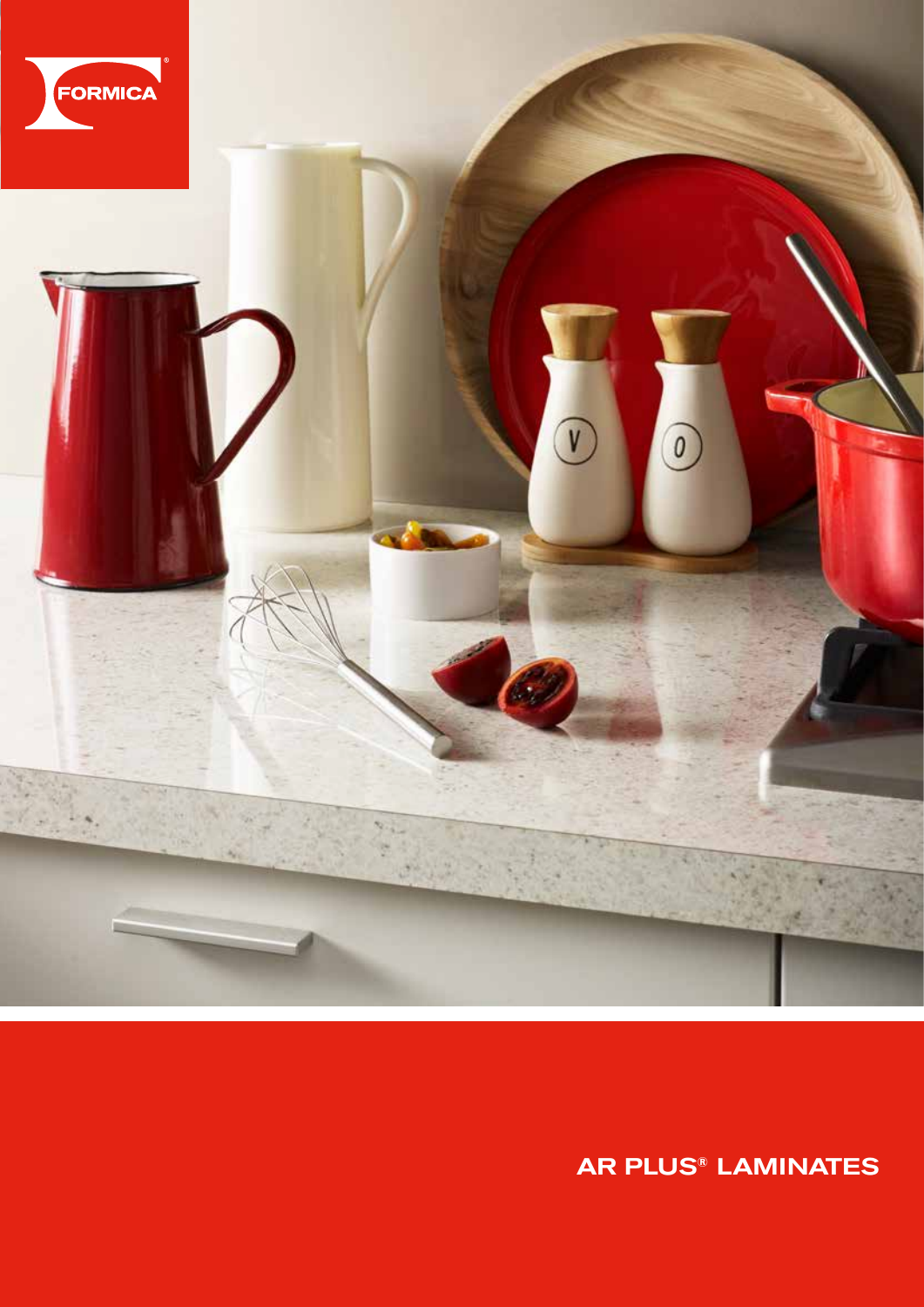FORMICA®

# AR PLUS® LAMINATES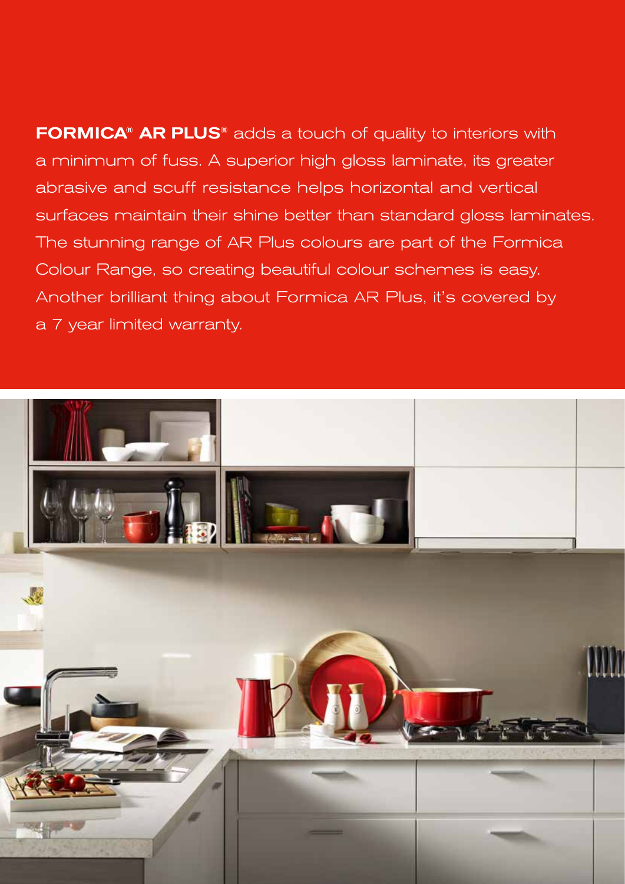**FORMICA® AR PLUS®** adds a touch of quality to interiors with a minimum of fuss. A superior high gloss laminate, its greater abrasive and scuff resistance helps horizontal and vertical surfaces maintain their shine better than standard gloss laminates. The stunning range of AR Plus colours are part of the Formica Colour Range, so creating beautiful colour schemes is easy. Another brilliant thing about Formica AR Plus, it's covered by a 7 year limited warranty.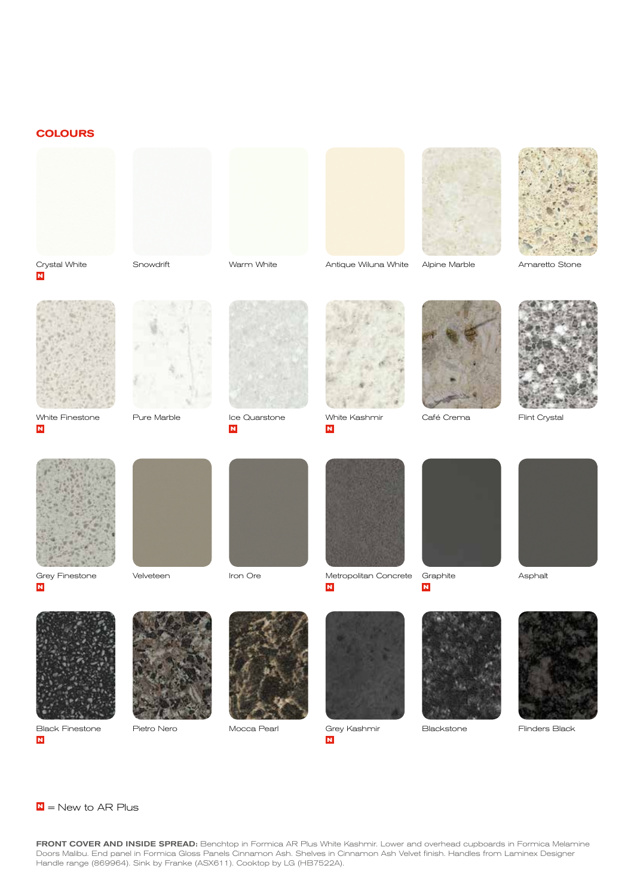## COLOURS

Crystal White N

Snowdrift

Warm White

Antique Wiluna White

Alpine Marble

Amaretto Stone

White Finestone N

Pure Marble

Ice Quarstone N

White Kashmir N

Café Crema

Flint Crystal

Grey Finestone N

Velveteen

Iron Ore

Metropolitan Concrete N

Graphite N

Asphalt

Black Finestone N

Pietro Nero

Mocca Pearl

Grey Kashmir N

Blackstone

Flinders Black

N = New to AR Plus

**FRONT COVER AND INSIDE SPREAD:** Benchtop in Formica AR Plus White Kashmir. Lower and overhead cupboards in Formica Melamine Doors Malibu. End panel in Formica Gloss Panels Cinnamon Ash. Shelves in Cinnamon Ash Velvet finish. Handles from Laminex Designer Handle range (869964). Sink by Franke (ASX611). Cooktop by LG (HB7522A).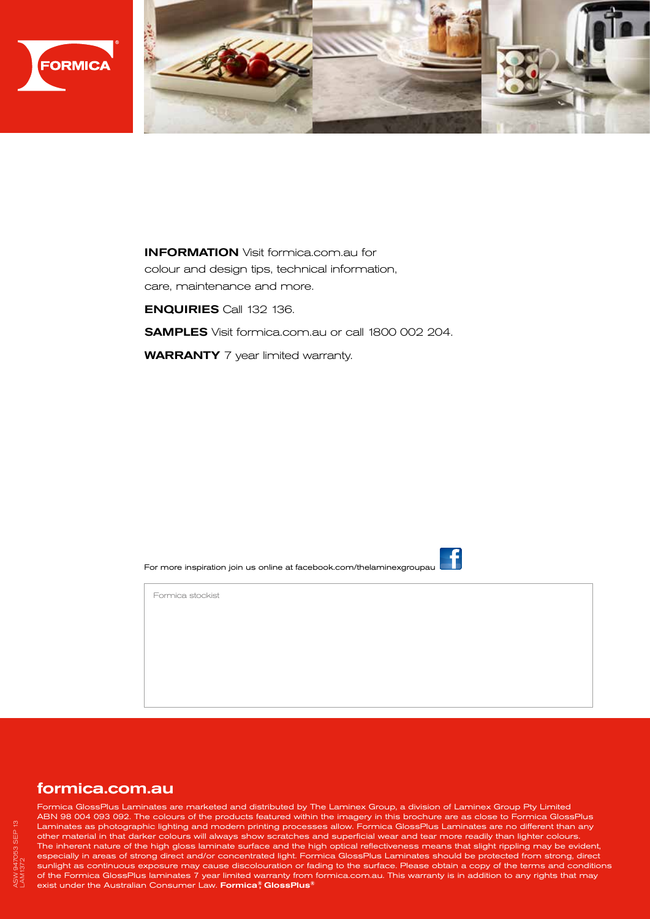**INFORMATION** Visit formica.com.au for colour and design tips, technical information, care, maintenance and more.

**ENQUIRIES** Call 132 136.

**SAMPLES** Visit formica.com.au or call 1800 002 204.

**WARRANTY** 7 year limited warranty.

For more inspiration join us online at facebook.com/thelaminexgroupau

Formica stockist

## formica.com.au

Formica GlossPlus Laminates are marketed and distributed by The Laminex Group, a division of Laminex Group Pty Limited ABN 98 004 093 092. The colours of the products featured within the imagery in this brochure are as close to Formica GlossPlus Laminates as photographic lighting and modern printing processes allow. Formica GlossPlus Laminates are no different than any other material in that darker colours will always show scratches and superficial wear and tear more readily than lighter colours. The inherent nature of the high gloss laminate surface and the high optical reflectiveness means that slight rippling may be evident, especially in areas of strong direct and/or concentrated light. Formica GlossPlus Laminates should be protected from strong, direct sunlight as continuous exposure may cause discolouration or fading to the surface. Please obtain a copy of the terms and conditions of the Formica GlossPlus laminates 7 year limited warranty from formica.com.au. This warranty is in addition to any rights that may exist under the Australian Consumer Law. **Formica®, GlossPlus®**

ASW 947053 SEP 13
LAM1372